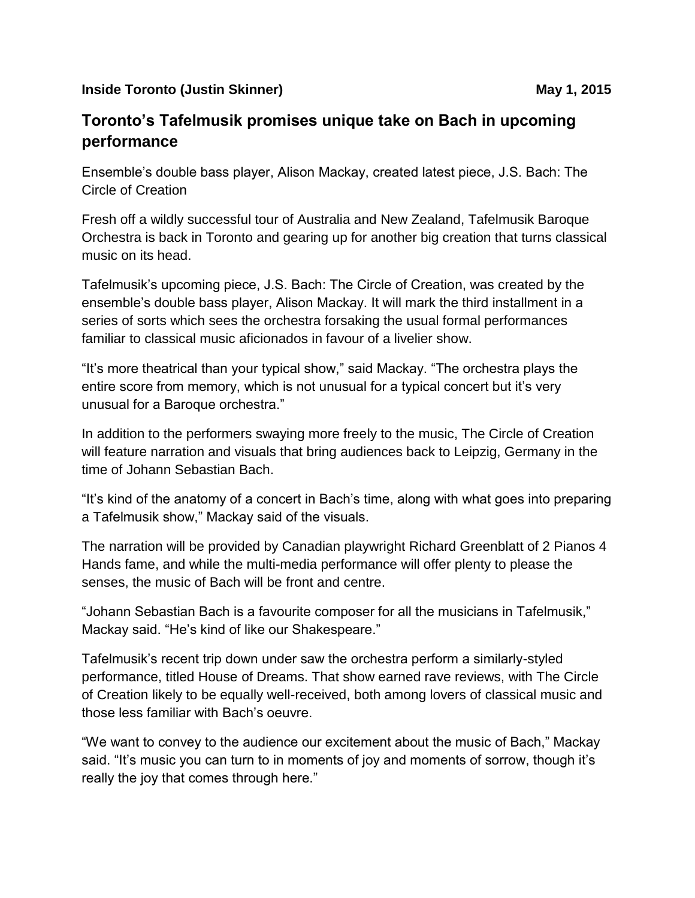**Inside Toronto (Justin Skinner)** **May 1, 2015**

## Toronto's Tafelmusik promises unique take on Bach in upcoming performance

Ensemble's double bass player, Alison Mackay, created latest piece, J.S. Bach: The Circle of Creation

Fresh off a wildly successful tour of Australia and New Zealand, Tafelmusik Baroque Orchestra is back in Toronto and gearing up for another big creation that turns classical music on its head.

Tafelmusik's upcoming piece, J.S. Bach: The Circle of Creation, was created by the ensemble's double bass player, Alison Mackay. It will mark the third installment in a series of sorts which sees the orchestra forsaking the usual formal performances familiar to classical music aficionados in favour of a livelier show.

"It's more theatrical than your typical show," said Mackay. "The orchestra plays the entire score from memory, which is not unusual for a typical concert but it's very unusual for a Baroque orchestra."

In addition to the performers swaying more freely to the music, The Circle of Creation will feature narration and visuals that bring audiences back to Leipzig, Germany in the time of Johann Sebastian Bach.

"It's kind of the anatomy of a concert in Bach's time, along with what goes into preparing a Tafelmusik show," Mackay said of the visuals.

The narration will be provided by Canadian playwright Richard Greenblatt of 2 Pianos 4 Hands fame, and while the multi-media performance will offer plenty to please the senses, the music of Bach will be front and centre.

"Johann Sebastian Bach is a favourite composer for all the musicians in Tafelmusik," Mackay said. "He's kind of like our Shakespeare."

Tafelmusik's recent trip down under saw the orchestra perform a similarly-styled performance, titled House of Dreams. That show earned rave reviews, with The Circle of Creation likely to be equally well-received, both among lovers of classical music and those less familiar with Bach's oeuvre.

"We want to convey to the audience our excitement about the music of Bach," Mackay said. "It's music you can turn to in moments of joy and moments of sorrow, though it's really the joy that comes through here."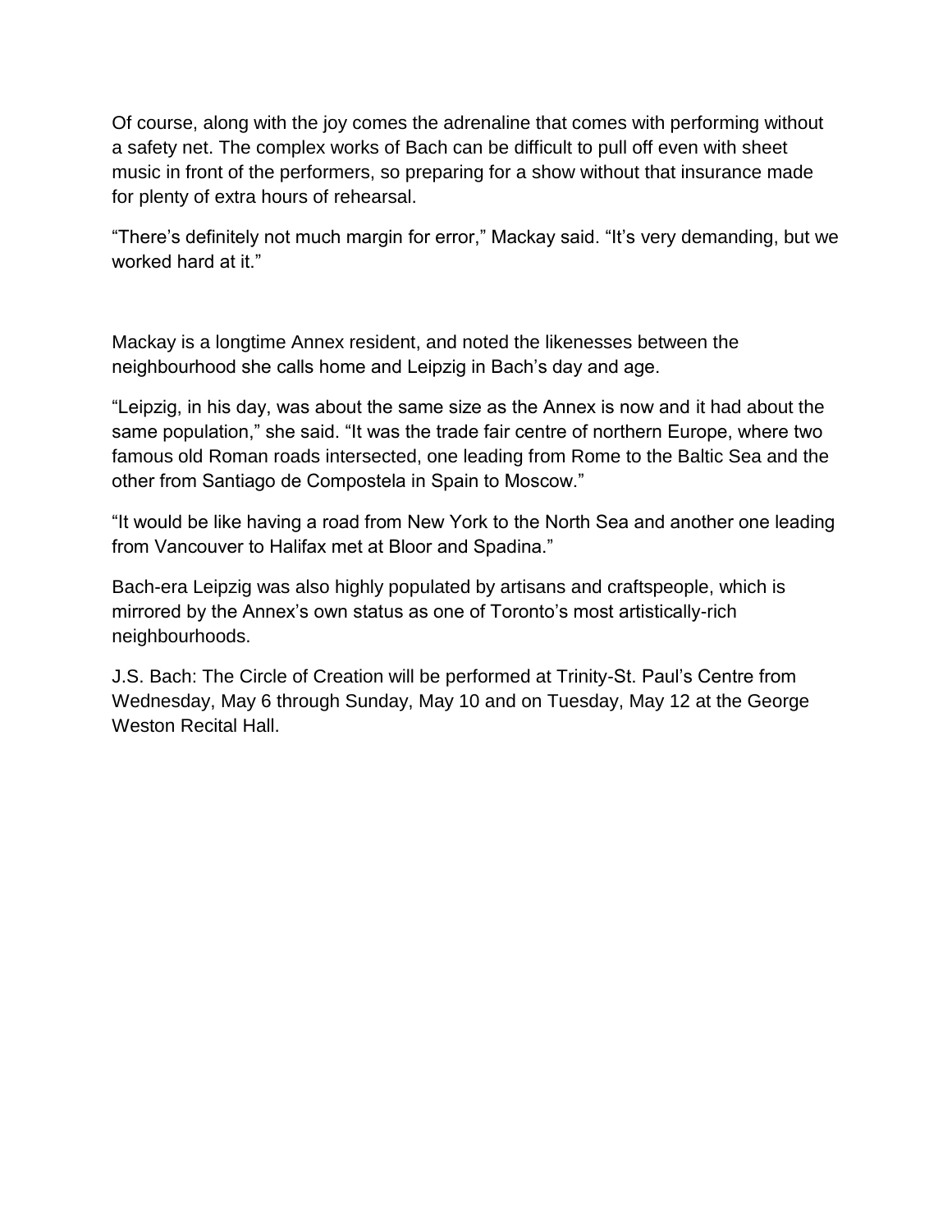Of course, along with the joy comes the adrenaline that comes with performing without a safety net. The complex works of Bach can be difficult to pull off even with sheet music in front of the performers, so preparing for a show without that insurance made for plenty of extra hours of rehearsal.

“There’s definitely not much margin for error,” Mackay said. “It’s very demanding, but we worked hard at it.”

Mackay is a longtime Annex resident, and noted the likenesses between the neighbourhood she calls home and Leipzig in Bach’s day and age.

“Leipzig, in his day, was about the same size as the Annex is now and it had about the same population,” she said. “It was the trade fair centre of northern Europe, where two famous old Roman roads intersected, one leading from Rome to the Baltic Sea and the other from Santiago de Compostela in Spain to Moscow.”

“It would be like having a road from New York to the North Sea and another one leading from Vancouver to Halifax met at Bloor and Spadina.”

Bach-era Leipzig was also highly populated by artisans and craftspeople, which is mirrored by the Annex’s own status as one of Toronto’s most artistically-rich neighbourhoods.

J.S. Bach: The Circle of Creation will be performed at Trinity-St. Paul’s Centre from Wednesday, May 6 through Sunday, May 10 and on Tuesday, May 12 at the George Weston Recital Hall.